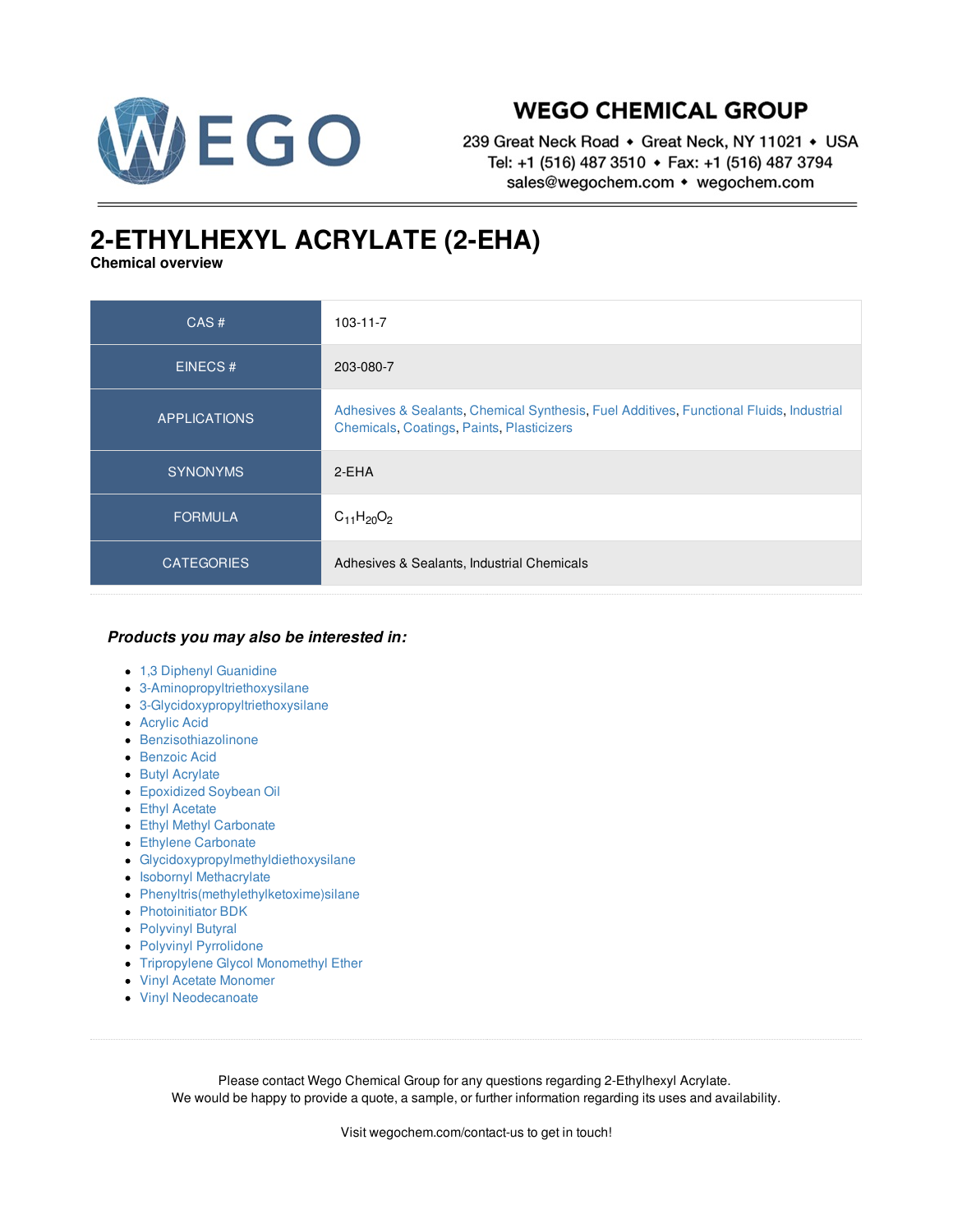# WEGO CHEMICAL GROUP

239 Great Neck Road ◆ Great Neck, NY 11021 ◆ USA
Tel: +1 (516) 487 3510 ◆ Fax: +1 (516) 487 3794
sales@wegochem.com ◆ wegochem.com

# 2-ETHYLHEXYL ACRYLATE (2-EHA)

**Chemical overview**

| | |
|---|---|
| CAS # | 103-11-7 |
| EINECS # | 203-080-7 |
| APPLICATIONS | Adhesives & Sealants, Chemical Synthesis, Fuel Additives, Functional Fluids, Industrial Chemicals, Coatings, Paints, Plasticizers |
| SYNONYMS | 2-EHA |
| FORMULA | $C_{11}H_{20}O_2$ |
| CATEGORIES | Adhesives & Sealants, Industrial Chemicals |

***Products you may also be interested in:***

- 1,3 Diphenyl Guanidine
- 3-Aminopropyltriethoxysilane
- 3-Glycidoxypropyltriethoxysilane
- Acrylic Acid
- Benzisothiazolinone
- Benzoic Acid
- Butyl Acrylate
- Epoxidized Soybean Oil
- Ethyl Acetate
- Ethyl Methyl Carbonate
- Ethylene Carbonate
- Glycidoxypropylmethyldiethoxysilane
- Isobornyl Methacrylate
- Phenyltris(methylethylketoxime)silane
- Photoinitiator BDK
- Polyvinyl Butyral
- Polyvinyl Pyrrolidone
- Tripropylene Glycol Monomethyl Ether
- Vinyl Acetate Monomer
- Vinyl Neodecanoate

Please contact Wego Chemical Group for any questions regarding 2-Ethylhexyl Acrylate.
We would be happy to provide a quote, a sample, or further information regarding its uses and availability.

Visit wegochem.com/contact-us to get in touch!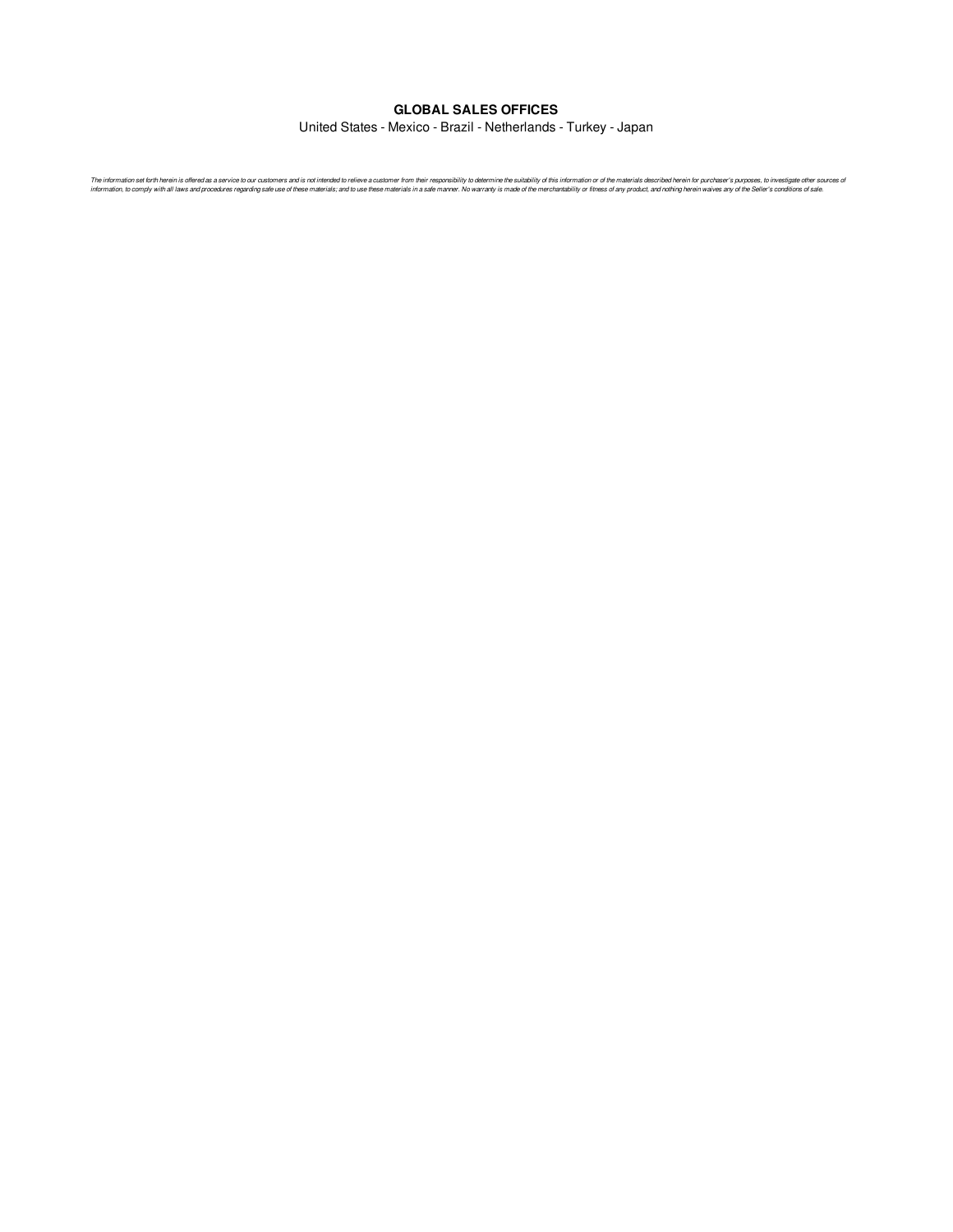**GLOBAL SALES OFFICES**

United States - Mexico - Brazil - Netherlands - Turkey - Japan

*The information set forth herein is offered as a service to our customers and is not intended to relieve a customer from their responsibility to determine the suitability of this information or of the materials described herein for purchaser's purposes, to investigate other sources of information, to comply with all laws and procedures regarding safe use of these materials; and to use these materials in a safe manner. No warranty is made of the merchantability or fitness of any product, and nothing herein waives any of the Seller's conditions of sale.*